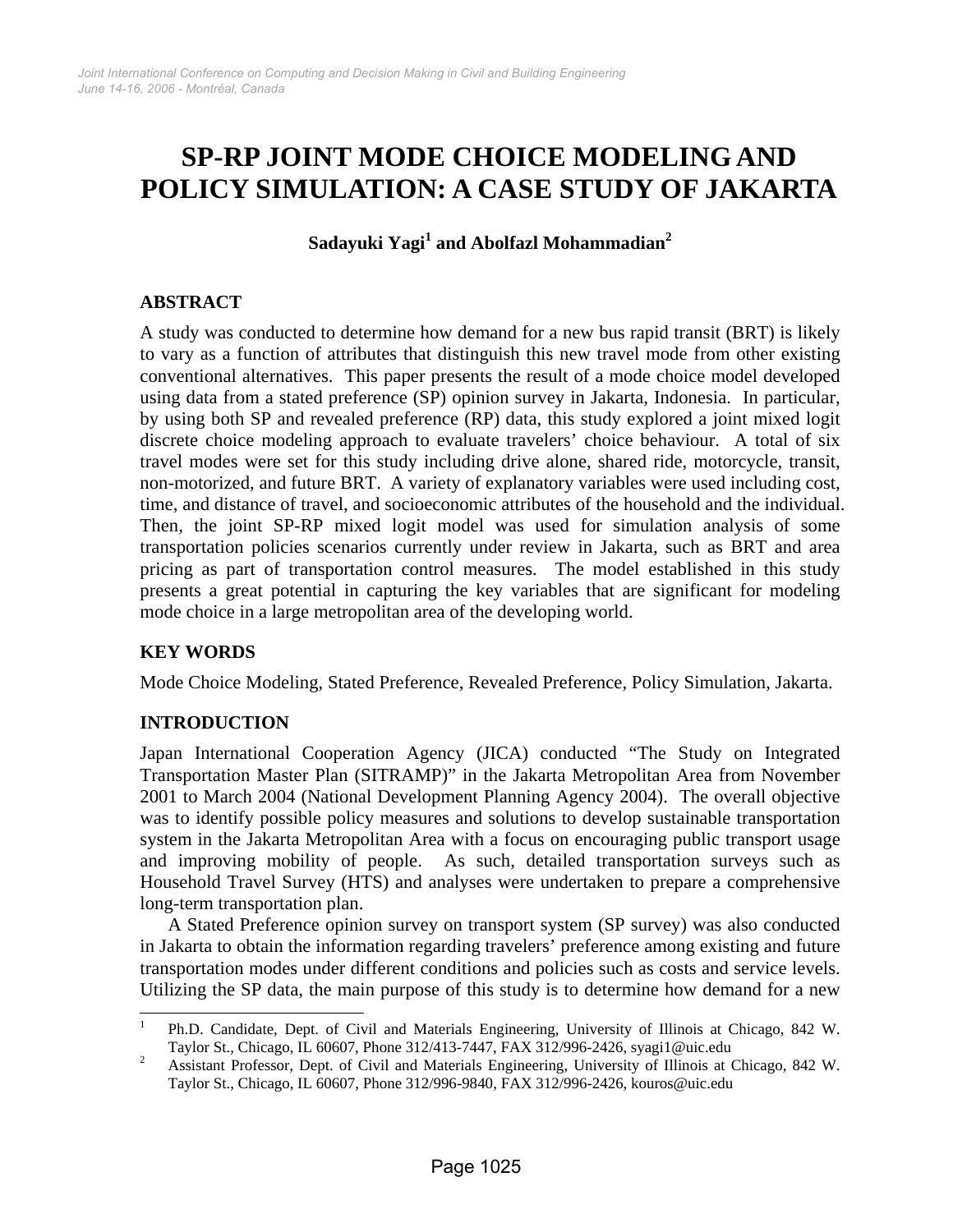# SP-RP JOINT MODE CHOICE MODELING AND POLICY SIMULATION: A CASE STUDY OF JAKARTA

**Sadayuki Yagi[1] and Abolfazl Mohammadian[2]**

## ABSTRACT

A study was conducted to determine how demand for a new bus rapid transit (BRT) is likely to vary as a function of attributes that distinguish this new travel mode from other existing conventional alternatives. This paper presents the result of a mode choice model developed using data from a stated preference (SP) opinion survey in Jakarta, Indonesia. In particular, by using both SP and revealed preference (RP) data, this study explored a joint mixed logit discrete choice modeling approach to evaluate travelers' choice behaviour. A total of six travel modes were set for this study including drive alone, shared ride, motorcycle, transit, non-motorized, and future BRT. A variety of explanatory variables were used including cost, time, and distance of travel, and socioeconomic attributes of the household and the individual. Then, the joint SP-RP mixed logit model was used for simulation analysis of some transportation policies scenarios currently under review in Jakarta, such as BRT and area pricing as part of transportation control measures. The model established in this study presents a great potential in capturing the key variables that are significant for modeling mode choice in a large metropolitan area of the developing world.

## KEY WORDS

Mode Choice Modeling, Stated Preference, Revealed Preference, Policy Simulation, Jakarta.

## INTRODUCTION

Japan International Cooperation Agency (JICA) conducted "The Study on Integrated Transportation Master Plan (SITRAMP)" in the Jakarta Metropolitan Area from November 2001 to March 2004 (National Development Planning Agency 2004). The overall objective was to identify possible policy measures and solutions to develop sustainable transportation system in the Jakarta Metropolitan Area with a focus on encouraging public transport usage and improving mobility of people. As such, detailed transportation surveys such as Household Travel Survey (HTS) and analyses were undertaken to prepare a comprehensive long-term transportation plan.

A Stated Preference opinion survey on transport system (SP survey) was also conducted in Jakarta to obtain the information regarding travelers' preference among existing and future transportation modes under different conditions and policies such as costs and service levels. Utilizing the SP data, the main purpose of this study is to determine how demand for a new

---

[1] Ph.D. Candidate, Dept. of Civil and Materials Engineering, University of Illinois at Chicago, 842 W. Taylor St., Chicago, IL 60607, Phone 312/413-7447, FAX 312/996-2426, syagi1@uic.edu

[2] Assistant Professor, Dept. of Civil and Materials Engineering, University of Illinois at Chicago, 842 W. Taylor St., Chicago, IL 60607, Phone 312/996-9840, FAX 312/996-2426, kouros@uic.edu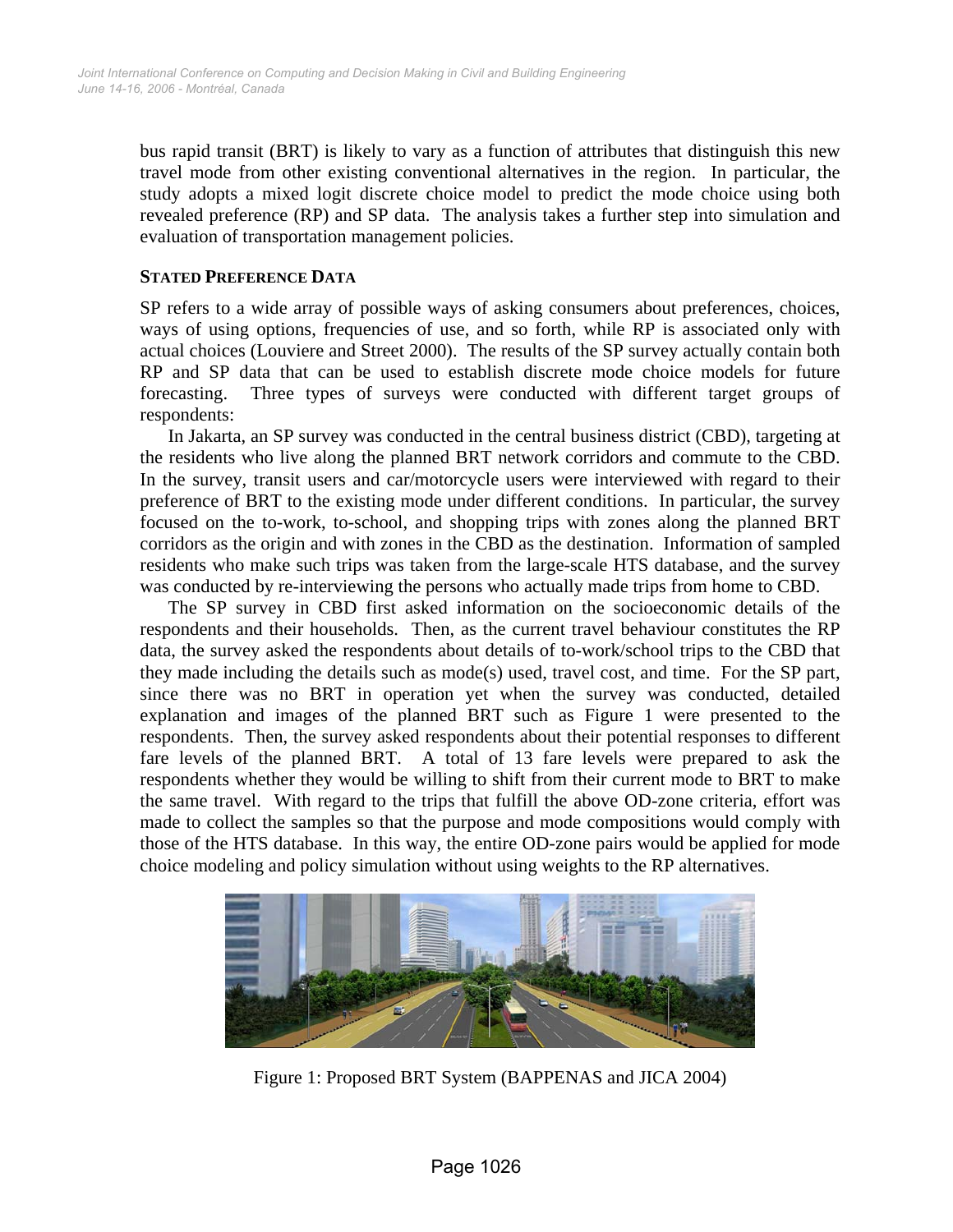bus rapid transit (BRT) is likely to vary as a function of attributes that distinguish this new travel mode from other existing conventional alternatives in the region. In particular, the study adopts a mixed logit discrete choice model to predict the mode choice using both revealed preference (RP) and SP data. The analysis takes a further step into simulation and evaluation of transportation management policies.

## STATED PREFERENCE DATA

SP refers to a wide array of possible ways of asking consumers about preferences, choices, ways of using options, frequencies of use, and so forth, while RP is associated only with actual choices (Louviere and Street 2000). The results of the SP survey actually contain both RP and SP data that can be used to establish discrete mode choice models for future forecasting. Three types of surveys were conducted with different target groups of respondents:

In Jakarta, an SP survey was conducted in the central business district (CBD), targeting at the residents who live along the planned BRT network corridors and commute to the CBD. In the survey, transit users and car/motorcycle users were interviewed with regard to their preference of BRT to the existing mode under different conditions. In particular, the survey focused on the to-work, to-school, and shopping trips with zones along the planned BRT corridors as the origin and with zones in the CBD as the destination. Information of sampled residents who make such trips was taken from the large-scale HTS database, and the survey was conducted by re-interviewing the persons who actually made trips from home to CBD.

The SP survey in CBD first asked information on the socioeconomic details of the respondents and their households. Then, as the current travel behaviour constitutes the RP data, the survey asked the respondents about details of to-work/school trips to the CBD that they made including the details such as mode(s) used, travel cost, and time. For the SP part, since there was no BRT in operation yet when the survey was conducted, detailed explanation and images of the planned BRT such as Figure 1 were presented to the respondents. Then, the survey asked respondents about their potential responses to different fare levels of the planned BRT. A total of 13 fare levels were prepared to ask the respondents whether they would be willing to shift from their current mode to BRT to make the same travel. With regard to the trips that fulfill the above OD-zone criteria, effort was made to collect the samples so that the purpose and mode compositions would comply with those of the HTS database. In this way, the entire OD-zone pairs would be applied for mode choice modeling and policy simulation without using weights to the RP alternatives.

Figure 1: Proposed BRT System (BAPPENAS and JICA 2004)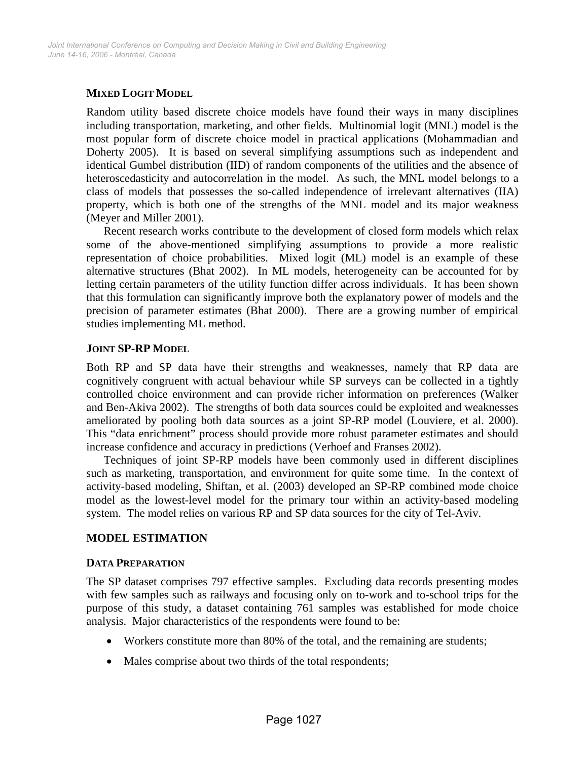### MIXED LOGIT MODEL

Random utility based discrete choice models have found their ways in many disciplines including transportation, marketing, and other fields. Multinomial logit (MNL) model is the most popular form of discrete choice model in practical applications (Mohammadian and Doherty 2005). It is based on several simplifying assumptions such as independent and identical Gumbel distribution (IID) of random components of the utilities and the absence of heteroscedasticity and autocorrelation in the model. As such, the MNL model belongs to a class of models that possesses the so-called independence of irrelevant alternatives (IIA) property, which is both one of the strengths of the MNL model and its major weakness (Meyer and Miller 2001).

Recent research works contribute to the development of closed form models which relax some of the above-mentioned simplifying assumptions to provide a more realistic representation of choice probabilities. Mixed logit (ML) model is an example of these alternative structures (Bhat 2002). In ML models, heterogeneity can be accounted for by letting certain parameters of the utility function differ across individuals. It has been shown that this formulation can significantly improve both the explanatory power of models and the precision of parameter estimates (Bhat 2000). There are a growing number of empirical studies implementing ML method.

### JOINT SP-RP MODEL

Both RP and SP data have their strengths and weaknesses, namely that RP data are cognitively congruent with actual behaviour while SP surveys can be collected in a tightly controlled choice environment and can provide richer information on preferences (Walker and Ben-Akiva 2002). The strengths of both data sources could be exploited and weaknesses ameliorated by pooling both data sources as a joint SP-RP model (Louviere, et al. 2000). This "data enrichment" process should provide more robust parameter estimates and should increase confidence and accuracy in predictions (Verhoef and Franses 2002).

Techniques of joint SP-RP models have been commonly used in different disciplines such as marketing, transportation, and environment for quite some time. In the context of activity-based modeling, Shiftan, et al. (2003) developed an SP-RP combined mode choice model as the lowest-level model for the primary tour within an activity-based modeling system. The model relies on various RP and SP data sources for the city of Tel-Aviv.

## MODEL ESTIMATION

### DATA PREPARATION

The SP dataset comprises 797 effective samples. Excluding data records presenting modes with few samples such as railways and focusing only on to-work and to-school trips for the purpose of this study, a dataset containing 761 samples was established for mode choice analysis. Major characteristics of the respondents were found to be:

- Workers constitute more than 80% of the total, and the remaining are students;
- Males comprise about two thirds of the total respondents;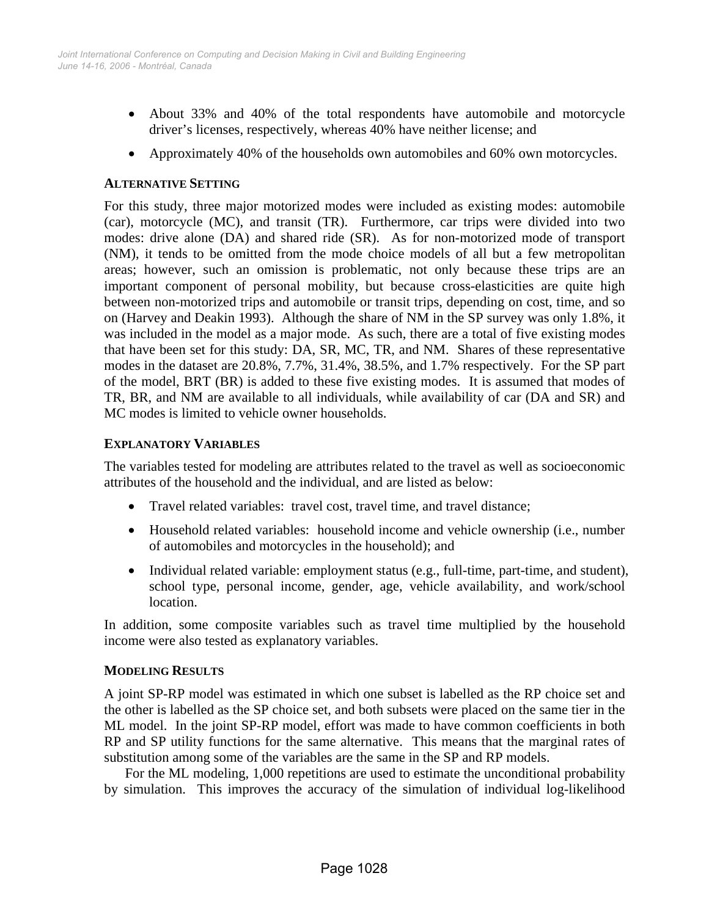- About 33% and 40% of the total respondents have automobile and motorcycle driver's licenses, respectively, whereas 40% have neither license; and
- Approximately 40% of the households own automobiles and 60% own motorcycles.

### ALTERNATIVE SETTING

For this study, three major motorized modes were included as existing modes: automobile (car), motorcycle (MC), and transit (TR). Furthermore, car trips were divided into two modes: drive alone (DA) and shared ride (SR). As for non-motorized mode of transport (NM), it tends to be omitted from the mode choice models of all but a few metropolitan areas; however, such an omission is problematic, not only because these trips are an important component of personal mobility, but because cross-elasticities are quite high between non-motorized trips and automobile or transit trips, depending on cost, time, and so on (Harvey and Deakin 1993). Although the share of NM in the SP survey was only 1.8%, it was included in the model as a major mode. As such, there are a total of five existing modes that have been set for this study: DA, SR, MC, TR, and NM. Shares of these representative modes in the dataset are 20.8%, 7.7%, 31.4%, 38.5%, and 1.7% respectively. For the SP part of the model, BRT (BR) is added to these five existing modes. It is assumed that modes of TR, BR, and NM are available to all individuals, while availability of car (DA and SR) and MC modes is limited to vehicle owner households.

### EXPLANATORY VARIABLES

The variables tested for modeling are attributes related to the travel as well as socioeconomic attributes of the household and the individual, and are listed as below:

- Travel related variables: travel cost, travel time, and travel distance;
- Household related variables: household income and vehicle ownership (i.e., number of automobiles and motorcycles in the household); and
- Individual related variable: employment status (e.g., full-time, part-time, and student), school type, personal income, gender, age, vehicle availability, and work/school location.

In addition, some composite variables such as travel time multiplied by the household income were also tested as explanatory variables.

### MODELING RESULTS

A joint SP-RP model was estimated in which one subset is labelled as the RP choice set and the other is labelled as the SP choice set, and both subsets were placed on the same tier in the ML model. In the joint SP-RP model, effort was made to have common coefficients in both RP and SP utility functions for the same alternative. This means that the marginal rates of substitution among some of the variables are the same in the SP and RP models.

For the ML modeling, 1,000 repetitions are used to estimate the unconditional probability by simulation. This improves the accuracy of the simulation of individual log-likelihood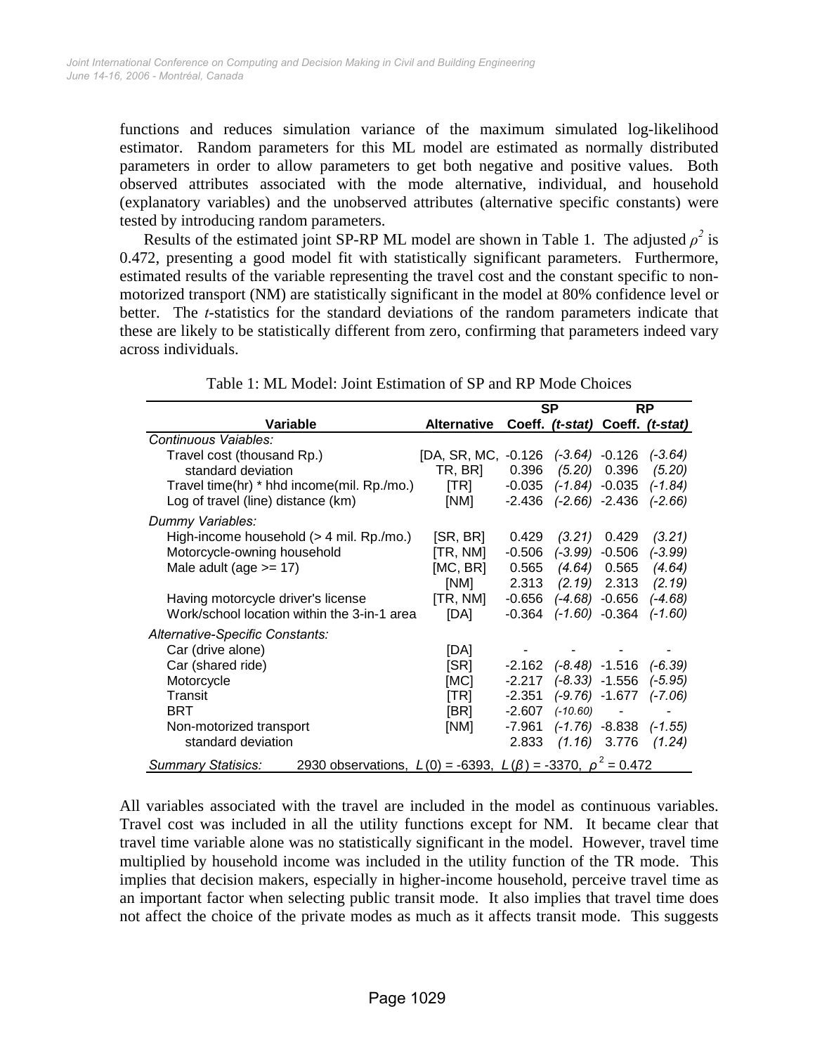functions and reduces simulation variance of the maximum simulated log-likelihood estimator. Random parameters for this ML model are estimated as normally distributed parameters in order to allow parameters to get both negative and positive values. Both observed attributes associated with the mode alternative, individual, and household (explanatory variables) and the unobserved attributes (alternative specific constants) were tested by introducing random parameters.

Results of the estimated joint SP-RP ML model are shown in Table 1. The adjusted $\rho^2$ is 0.472, presenting a good model fit with statistically significant parameters. Furthermore, estimated results of the variable representing the travel cost and the constant specific to non-motorized transport (NM) are statistically significant in the model at 80% confidence level or better. The *t*-statistics for the standard deviations of the random parameters indicate that these are likely to be statistically different from zero, confirming that parameters indeed vary across individuals.

Table 1: ML Model: Joint Estimation of SP and RP Mode Choices

| Variable | Alternative | SP Coeff. | SP *(t-stat)* | RP Coeff. | RP *(t-stat)* |
|---|---|---|---|---|---|
| *Continuous Vaiables:* | | | | | |
| Travel cost (thousand Rp.) | [DA, SR, MC, | -0.126 | *(-3.64)* | -0.126 | *(-3.64)* |
| standard deviation | TR, BR] | 0.396 | *(5.20)* | 0.396 | *(5.20)* |
| Travel time(hr) * hhd income(mil. Rp./mo.) | [TR] | -0.035 | *(-1.84)* | -0.035 | *(-1.84)* |
| Log of travel (line) distance (km) | [NM] | -2.436 | *(-2.66)* | -2.436 | *(-2.66)* |
| *Dummy Variables:* | | | | | |
| High-income household (> 4 mil. Rp./mo.) | [SR, BR] | 0.429 | *(3.21)* | 0.429 | *(3.21)* |
| Motorcycle-owning household | [TR, NM] | -0.506 | *(-3.99)* | -0.506 | *(-3.99)* |
| Male adult (age >= 17) | [MC, BR] | 0.565 | *(4.64)* | 0.565 | *(4.64)* |
| | [NM] | 2.313 | *(2.19)* | 2.313 | *(2.19)* |
| Having motorcycle driver's license | [TR, NM] | -0.656 | *(-4.68)* | -0.656 | *(-4.68)* |
| Work/school location within the 3-in-1 area | [DA] | -0.364 | *(-1.60)* | -0.364 | *(-1.60)* |
| *Alternative-Specific Constants:* | | | | | |
| Car (drive alone) | [DA] | - | - | - | - |
| Car (shared ride) | [SR] | -2.162 | *(-8.48)* | -1.516 | *(-6.39)* |
| Motorcycle | [MC] | -2.217 | *(-8.33)* | -1.556 | *(-5.95)* |
| Transit | [TR] | -2.351 | *(-9.76)* | -1.677 | *(-7.06)* |
| BRT | [BR] | -2.607 | *(-10.60)* | - | - |
| Non-motorized transport | [NM] | -7.961 | *(-1.76)* | -8.838 | *(-1.55)* |
| standard deviation | | 2.833 | *(1.16)* | 3.776 | *(1.24)* |
| *Summary Statisics:* | 2930 observations, $L(0) = -6393$, $L(\beta) = -3370$, $\rho^2 = 0.472$ | | | | |

All variables associated with the travel are included in the model as continuous variables. Travel cost was included in all the utility functions except for NM. It became clear that travel time variable alone was no statistically significant in the model. However, travel time multiplied by household income was included in the utility function of the TR mode. This implies that decision makers, especially in higher-income household, perceive travel time as an important factor when selecting public transit mode. It also implies that travel time does not affect the choice of the private modes as much as it affects transit mode. This suggests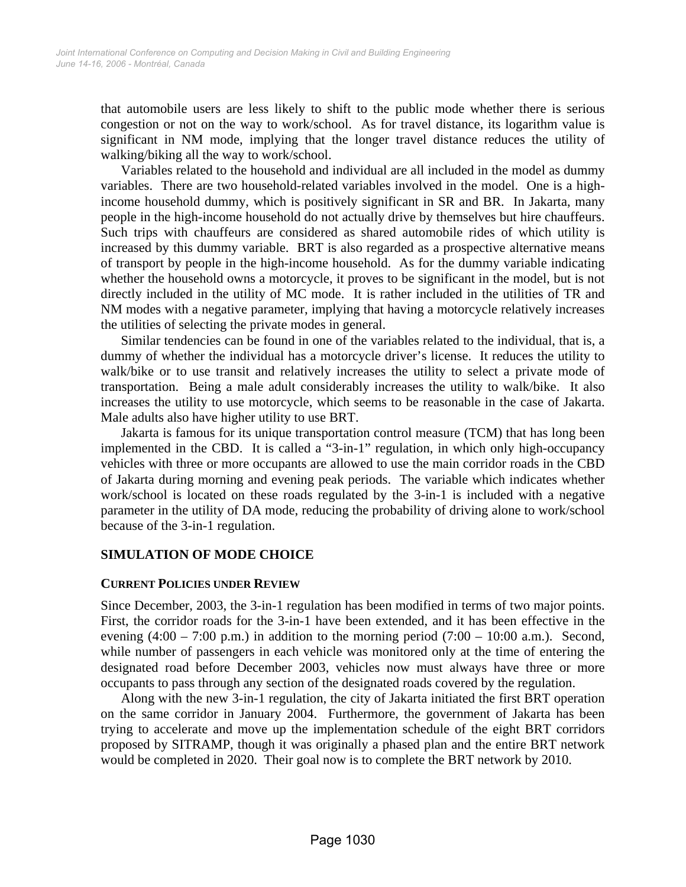that automobile users are less likely to shift to the public mode whether there is serious congestion or not on the way to work/school. As for travel distance, its logarithm value is significant in NM mode, implying that the longer travel distance reduces the utility of walking/biking all the way to work/school.

Variables related to the household and individual are all included in the model as dummy variables. There are two household-related variables involved in the model. One is a high-income household dummy, which is positively significant in SR and BR. In Jakarta, many people in the high-income household do not actually drive by themselves but hire chauffeurs. Such trips with chauffeurs are considered as shared automobile rides of which utility is increased by this dummy variable. BRT is also regarded as a prospective alternative means of transport by people in the high-income household. As for the dummy variable indicating whether the household owns a motorcycle, it proves to be significant in the model, but is not directly included in the utility of MC mode. It is rather included in the utilities of TR and NM modes with a negative parameter, implying that having a motorcycle relatively increases the utilities of selecting the private modes in general.

Similar tendencies can be found in one of the variables related to the individual, that is, a dummy of whether the individual has a motorcycle driver's license. It reduces the utility to walk/bike or to use transit and relatively increases the utility to select a private mode of transportation. Being a male adult considerably increases the utility to walk/bike. It also increases the utility to use motorcycle, which seems to be reasonable in the case of Jakarta. Male adults also have higher utility to use BRT.

Jakarta is famous for its unique transportation control measure (TCM) that has long been implemented in the CBD. It is called a "3-in-1" regulation, in which only high-occupancy vehicles with three or more occupants are allowed to use the main corridor roads in the CBD of Jakarta during morning and evening peak periods. The variable which indicates whether work/school is located on these roads regulated by the 3-in-1 is included with a negative parameter in the utility of DA mode, reducing the probability of driving alone to work/school because of the 3-in-1 regulation.

## SIMULATION OF MODE CHOICE

### CURRENT POLICIES UNDER REVIEW

Since December, 2003, the 3-in-1 regulation has been modified in terms of two major points. First, the corridor roads for the 3-in-1 have been extended, and it has been effective in the evening (4:00 – 7:00 p.m.) in addition to the morning period (7:00 – 10:00 a.m.). Second, while number of passengers in each vehicle was monitored only at the time of entering the designated road before December 2003, vehicles now must always have three or more occupants to pass through any section of the designated roads covered by the regulation.

Along with the new 3-in-1 regulation, the city of Jakarta initiated the first BRT operation on the same corridor in January 2004. Furthermore, the government of Jakarta has been trying to accelerate and move up the implementation schedule of the eight BRT corridors proposed by SITRAMP, though it was originally a phased plan and the entire BRT network would be completed in 2020. Their goal now is to complete the BRT network by 2010.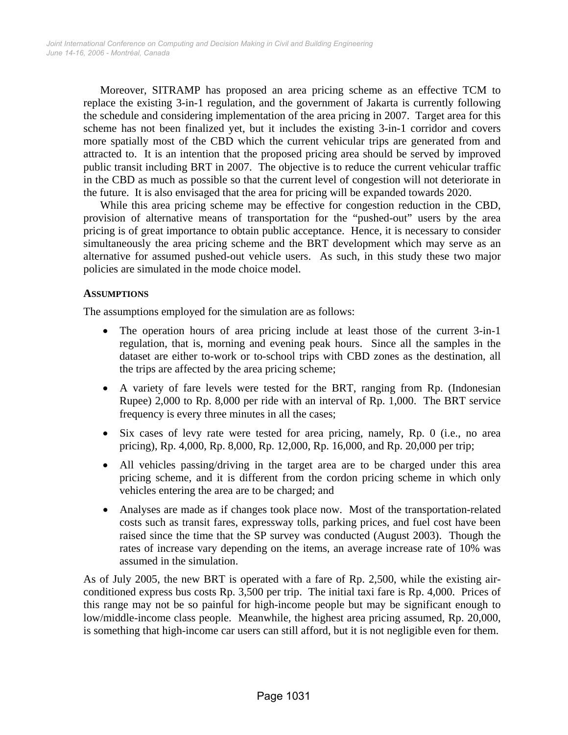Moreover, SITRAMP has proposed an area pricing scheme as an effective TCM to replace the existing 3-in-1 regulation, and the government of Jakarta is currently following the schedule and considering implementation of the area pricing in 2007. Target area for this scheme has not been finalized yet, but it includes the existing 3-in-1 corridor and covers more spatially most of the CBD which the current vehicular trips are generated from and attracted to. It is an intention that the proposed pricing area should be served by improved public transit including BRT in 2007. The objective is to reduce the current vehicular traffic in the CBD as much as possible so that the current level of congestion will not deteriorate in the future. It is also envisaged that the area for pricing will be expanded towards 2020.

While this area pricing scheme may be effective for congestion reduction in the CBD, provision of alternative means of transportation for the "pushed-out" users by the area pricing is of great importance to obtain public acceptance. Hence, it is necessary to consider simultaneously the area pricing scheme and the BRT development which may serve as an alternative for assumed pushed-out vehicle users. As such, in this study these two major policies are simulated in the mode choice model.

### ASSUMPTIONS

The assumptions employed for the simulation are as follows:

- The operation hours of area pricing include at least those of the current 3-in-1 regulation, that is, morning and evening peak hours. Since all the samples in the dataset are either to-work or to-school trips with CBD zones as the destination, all the trips are affected by the area pricing scheme;
- A variety of fare levels were tested for the BRT, ranging from Rp. (Indonesian Rupee) 2,000 to Rp. 8,000 per ride with an interval of Rp. 1,000. The BRT service frequency is every three minutes in all the cases;
- Six cases of levy rate were tested for area pricing, namely, Rp. 0 (i.e., no area pricing), Rp. 4,000, Rp. 8,000, Rp. 12,000, Rp. 16,000, and Rp. 20,000 per trip;
- All vehicles passing/driving in the target area are to be charged under this area pricing scheme, and it is different from the cordon pricing scheme in which only vehicles entering the area are to be charged; and
- Analyses are made as if changes took place now. Most of the transportation-related costs such as transit fares, expressway tolls, parking prices, and fuel cost have been raised since the time that the SP survey was conducted (August 2003). Though the rates of increase vary depending on the items, an average increase rate of 10% was assumed in the simulation.

As of July 2005, the new BRT is operated with a fare of Rp. 2,500, while the existing air-conditioned express bus costs Rp. 3,500 per trip. The initial taxi fare is Rp. 4,000. Prices of this range may not be so painful for high-income people but may be significant enough to low/middle-income class people. Meanwhile, the highest area pricing assumed, Rp. 20,000, is something that high-income car users can still afford, but it is not negligible even for them.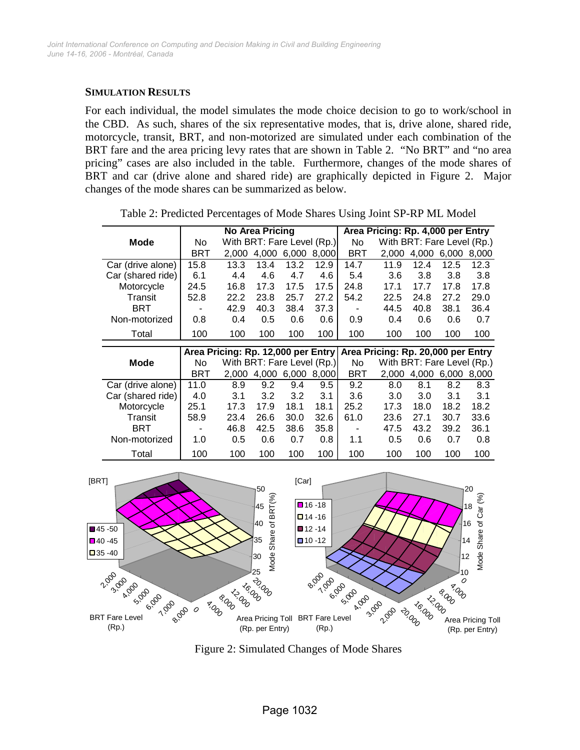### SIMULATION RESULTS

For each individual, the model simulates the mode choice decision to go to work/school in the CBD. As such, shares of the six representative modes, that is, drive alone, shared ride, motorcycle, transit, BRT, and non-motorized are simulated under each combination of the BRT fare and the area pricing levy rates that are shown in Table 2. "No BRT" and "no area pricing" cases are also included in the table. Furthermore, changes of the mode shares of BRT and car (drive alone and shared ride) are graphically depicted in Figure 2. Major changes of the mode shares can be summarized as below.

Table 2: Predicted Percentages of Mode Shares Using Joint SP-RP ML Model

| Mode | No Area Pricing | | | | | Area Pricing: Rp. 4,000 per Entry | | | | |
|---|---|---|---|---|---|---|---|---|---|---|
| | No BRT | With BRT: Fare Level (Rp.) 2,000 | 4,000 | 6,000 | 8,000 | No BRT | With BRT: Fare Level (Rp.) 2,000 | 4,000 | 6,000 | 8,000 |
| Car (drive alone) | 15.8 | 13.3 | 13.4 | 13.2 | 12.9 | 14.7 | 11.9 | 12.4 | 12.5 | 12.3 |
| Car (shared ride) | 6.1 | 4.4 | 4.6 | 4.7 | 4.6 | 5.4 | 3.6 | 3.8 | 3.8 | 3.8 |
| Motorcycle | 24.5 | 16.8 | 17.3 | 17.5 | 17.5 | 24.8 | 17.1 | 17.7 | 17.8 | 17.8 |
| Transit | 52.8 | 22.2 | 23.8 | 25.7 | 27.2 | 54.2 | 22.5 | 24.8 | 27.2 | 29.0 |
| BRT | - | 42.9 | 40.3 | 38.4 | 37.3 | - | 44.5 | 40.8 | 38.1 | 36.4 |
| Non-motorized | 0.8 | 0.4 | 0.5 | 0.6 | 0.6 | 0.9 | 0.4 | 0.6 | 0.6 | 0.7 |
| Total | 100 | 100 | 100 | 100 | 100 | 100 | 100 | 100 | 100 | 100 |
| **Mode** | **Area Pricing: Rp. 12,000 per Entry** | | | | | **Area Pricing: Rp. 20,000 per Entry** | | | | |
| | No BRT | With BRT: Fare Level (Rp.) 2,000 | 4,000 | 6,000 | 8,000 | No BRT | With BRT: Fare Level (Rp.) 2,000 | 4,000 | 6,000 | 8,000 |
| Car (drive alone) | 11.0 | 8.9 | 9.2 | 9.4 | 9.5 | 9.2 | 8.0 | 8.1 | 8.2 | 8.3 |
| Car (shared ride) | 4.0 | 3.1 | 3.2 | 3.2 | 3.1 | 3.6 | 3.0 | 3.0 | 3.1 | 3.1 |
| Motorcycle | 25.1 | 17.3 | 17.9 | 18.1 | 18.1 | 25.2 | 17.3 | 18.0 | 18.2 | 18.2 |
| Transit | 58.9 | 23.4 | 26.6 | 30.0 | 32.6 | 61.0 | 23.6 | 27.1 | 30.7 | 33.6 |
| BRT | - | 46.8 | 42.5 | 38.6 | 35.8 | - | 47.5 | 43.2 | 39.2 | 36.1 |
| Non-motorized | 1.0 | 0.5 | 0.6 | 0.7 | 0.8 | 1.1 | 0.5 | 0.6 | 0.7 | 0.8 |
| Total | 100 | 100 | 100 | 100 | 100 | 100 | 100 | 100 | 100 | 100 |

Figure 2: Simulated Changes of Mode Shares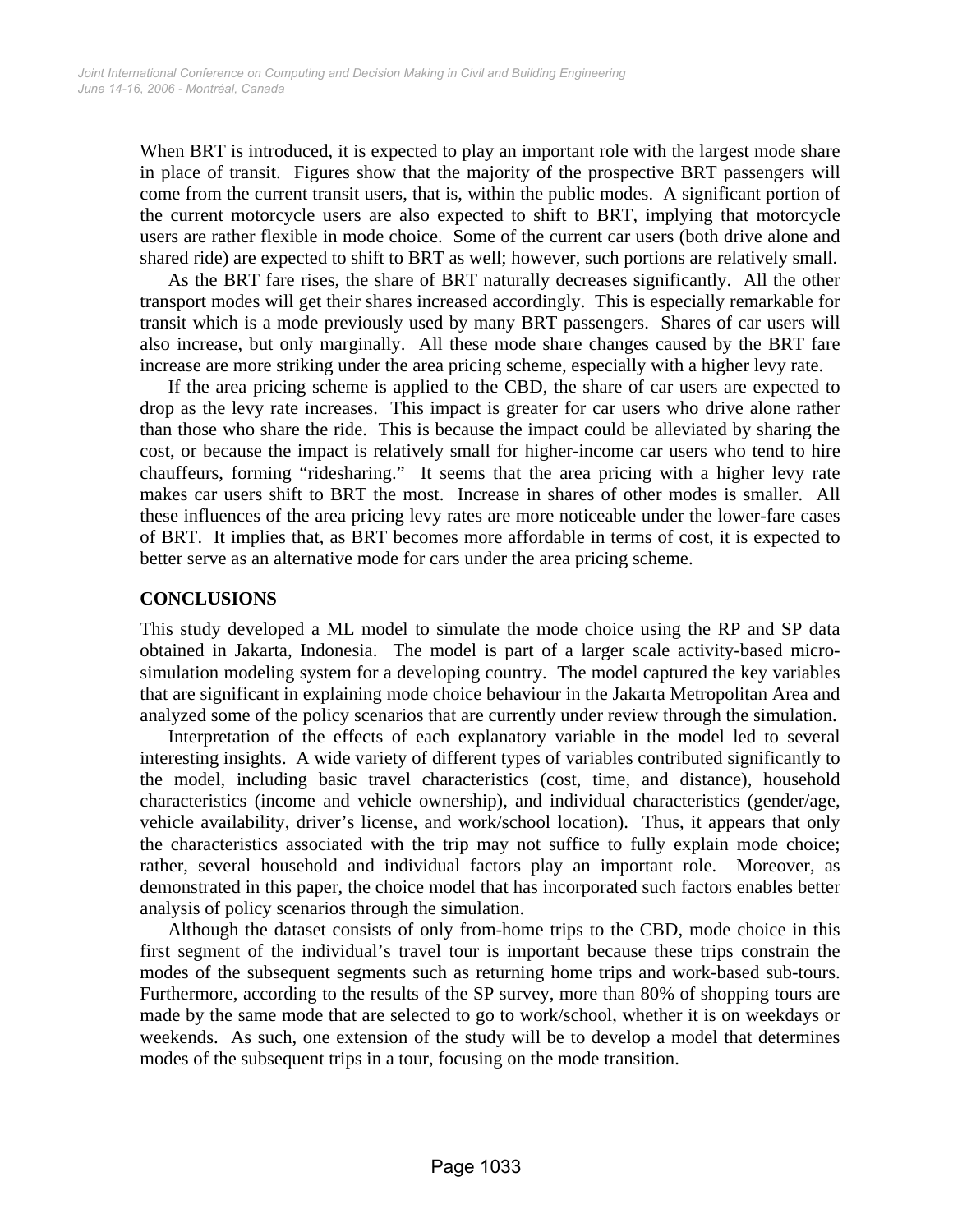When BRT is introduced, it is expected to play an important role with the largest mode share in place of transit. Figures show that the majority of the prospective BRT passengers will come from the current transit users, that is, within the public modes. A significant portion of the current motorcycle users are also expected to shift to BRT, implying that motorcycle users are rather flexible in mode choice. Some of the current car users (both drive alone and shared ride) are expected to shift to BRT as well; however, such portions are relatively small.

As the BRT fare rises, the share of BRT naturally decreases significantly. All the other transport modes will get their shares increased accordingly. This is especially remarkable for transit which is a mode previously used by many BRT passengers. Shares of car users will also increase, but only marginally. All these mode share changes caused by the BRT fare increase are more striking under the area pricing scheme, especially with a higher levy rate.

If the area pricing scheme is applied to the CBD, the share of car users are expected to drop as the levy rate increases. This impact is greater for car users who drive alone rather than those who share the ride. This is because the impact could be alleviated by sharing the cost, or because the impact is relatively small for higher-income car users who tend to hire chauffeurs, forming "ridesharing." It seems that the area pricing with a higher levy rate makes car users shift to BRT the most. Increase in shares of other modes is smaller. All these influences of the area pricing levy rates are more noticeable under the lower-fare cases of BRT. It implies that, as BRT becomes more affordable in terms of cost, it is expected to better serve as an alternative mode for cars under the area pricing scheme.

## CONCLUSIONS

This study developed a ML model to simulate the mode choice using the RP and SP data obtained in Jakarta, Indonesia. The model is part of a larger scale activity-based micro-simulation modeling system for a developing country. The model captured the key variables that are significant in explaining mode choice behaviour in the Jakarta Metropolitan Area and analyzed some of the policy scenarios that are currently under review through the simulation.

Interpretation of the effects of each explanatory variable in the model led to several interesting insights. A wide variety of different types of variables contributed significantly to the model, including basic travel characteristics (cost, time, and distance), household characteristics (income and vehicle ownership), and individual characteristics (gender/age, vehicle availability, driver's license, and work/school location). Thus, it appears that only the characteristics associated with the trip may not suffice to fully explain mode choice; rather, several household and individual factors play an important role. Moreover, as demonstrated in this paper, the choice model that has incorporated such factors enables better analysis of policy scenarios through the simulation.

Although the dataset consists of only from-home trips to the CBD, mode choice in this first segment of the individual's travel tour is important because these trips constrain the modes of the subsequent segments such as returning home trips and work-based sub-tours. Furthermore, according to the results of the SP survey, more than 80% of shopping tours are made by the same mode that are selected to go to work/school, whether it is on weekdays or weekends. As such, one extension of the study will be to develop a model that determines modes of the subsequent trips in a tour, focusing on the mode transition.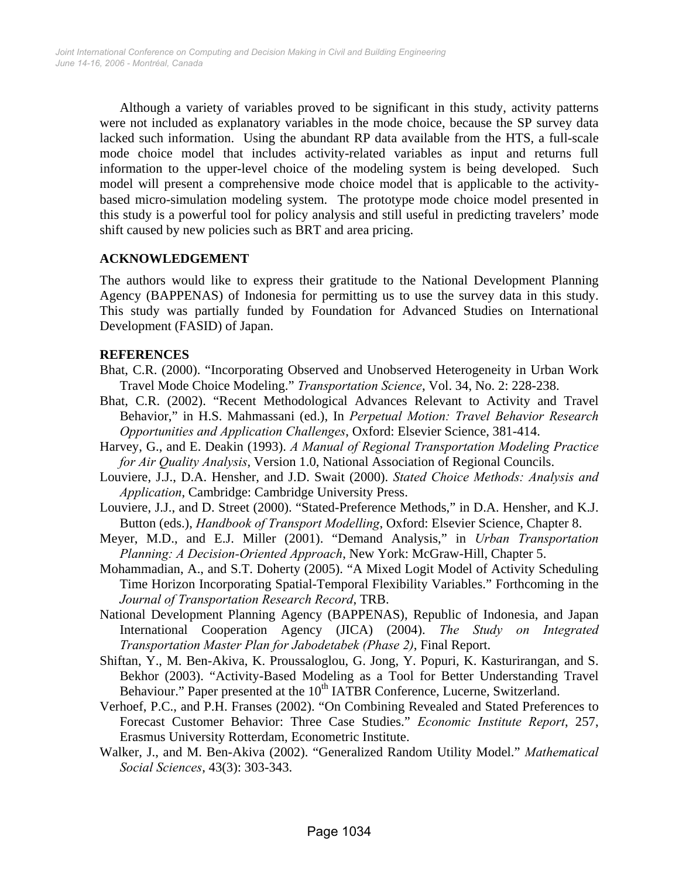Although a variety of variables proved to be significant in this study, activity patterns were not included as explanatory variables in the mode choice, because the SP survey data lacked such information. Using the abundant RP data available from the HTS, a full-scale mode choice model that includes activity-related variables as input and returns full information to the upper-level choice of the modeling system is being developed. Such model will present a comprehensive mode choice model that is applicable to the activity-based micro-simulation modeling system. The prototype mode choice model presented in this study is a powerful tool for policy analysis and still useful in predicting travelers' mode shift caused by new policies such as BRT and area pricing.

## ACKNOWLEDGEMENT

The authors would like to express their gratitude to the National Development Planning Agency (BAPPENAS) of Indonesia for permitting us to use the survey data in this study. This study was partially funded by Foundation for Advanced Studies on International Development (FASID) of Japan.

## REFERENCES

Bhat, C.R. (2000). "Incorporating Observed and Unobserved Heterogeneity in Urban Work Travel Mode Choice Modeling." *Transportation Science*, Vol. 34, No. 2: 228-238.

Bhat, C.R. (2002). "Recent Methodological Advances Relevant to Activity and Travel Behavior," in H.S. Mahmassani (ed.), In *Perpetual Motion: Travel Behavior Research Opportunities and Application Challenges*, Oxford: Elsevier Science, 381-414.

Harvey, G., and E. Deakin (1993). *A Manual of Regional Transportation Modeling Practice for Air Quality Analysis*, Version 1.0, National Association of Regional Councils.

Louviere, J.J., D.A. Hensher, and J.D. Swait (2000). *Stated Choice Methods: Analysis and Application*, Cambridge: Cambridge University Press.

Louviere, J.J., and D. Street (2000). "Stated-Preference Methods," in D.A. Hensher, and K.J. Button (eds.), *Handbook of Transport Modelling*, Oxford: Elsevier Science, Chapter 8.

Meyer, M.D., and E.J. Miller (2001). "Demand Analysis," in *Urban Transportation Planning: A Decision-Oriented Approach*, New York: McGraw-Hill, Chapter 5.

Mohammadian, A., and S.T. Doherty (2005). "A Mixed Logit Model of Activity Scheduling Time Horizon Incorporating Spatial-Temporal Flexibility Variables." Forthcoming in the *Journal of Transportation Research Record*, TRB.

National Development Planning Agency (BAPPENAS), Republic of Indonesia, and Japan International Cooperation Agency (JICA) (2004). *The Study on Integrated Transportation Master Plan for Jabodetabek (Phase 2)*, Final Report.

Shiftan, Y., M. Ben-Akiva, K. Proussaloglou, G. Jong, Y. Popuri, K. Kasturirangan, and S. Bekhor (2003). "Activity-Based Modeling as a Tool for Better Understanding Travel Behaviour." Paper presented at the 10th IATBR Conference, Lucerne, Switzerland.

Verhoef, P.C., and P.H. Franses (2002). "On Combining Revealed and Stated Preferences to Forecast Customer Behavior: Three Case Studies." *Economic Institute Report*, 257, Erasmus University Rotterdam, Econometric Institute.

Walker, J., and M. Ben-Akiva (2002). "Generalized Random Utility Model." *Mathematical Social Sciences*, 43(3): 303-343.